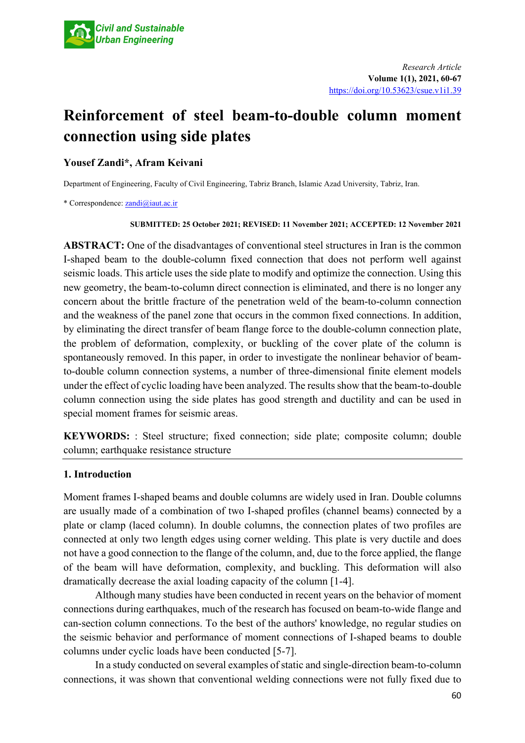Research Article

Volume 1(1), 2021, 60-67

https://doi.org/10.53623/csue.v1i1.39

# Reinforcement of steel beam-to-double column moment connection using side plates

**Yousef Zandi*, Afram Keivani**

Department of Engineering, Faculty of Civil Engineering, Tabriz Branch, Islamic Azad University, Tabriz, Iran.

* Correspondence: zandi@iaut.ac.ir

**SUBMITTED: 25 October 2021; REVISED: 11 November 2021; ACCEPTED: 12 November 2021**

**ABSTRACT:** One of the disadvantages of conventional steel structures in Iran is the common I-shaped beam to the double-column fixed connection that does not perform well against seismic loads. This article uses the side plate to modify and optimize the connection. Using this new geometry, the beam-to-column direct connection is eliminated, and there is no longer any concern about the brittle fracture of the penetration weld of the beam-to-column connection and the weakness of the panel zone that occurs in the common fixed connections. In addition, by eliminating the direct transfer of beam flange force to the double-column connection plate, the problem of deformation, complexity, or buckling of the cover plate of the column is spontaneously removed. In this paper, in order to investigate the nonlinear behavior of beam-to-double column connection systems, a number of three-dimensional finite element models under the effect of cyclic loading have been analyzed. The results show that the beam-to-double column connection using the side plates has good strength and ductility and can be used in special moment frames for seismic areas.

**KEYWORDS:** : Steel structure; fixed connection; side plate; composite column; double column; earthquake resistance structure

## 1. Introduction

Moment frames I-shaped beams and double columns are widely used in Iran. Double columns are usually made of a combination of two I-shaped profiles (channel beams) connected by a plate or clamp (laced column). In double columns, the connection plates of two profiles are connected at only two length edges using corner welding. This plate is very ductile and does not have a good connection to the flange of the column, and, due to the force applied, the flange of the beam will have deformation, complexity, and buckling. This deformation will also dramatically decrease the axial loading capacity of the column [1-4].

Although many studies have been conducted in recent years on the behavior of moment connections during earthquakes, much of the research has focused on beam-to-wide flange and can-section column connections. To the best of the authors' knowledge, no regular studies on the seismic behavior and performance of moment connections of I-shaped beams to double columns under cyclic loads have been conducted [5-7].

In a study conducted on several examples of static and single-direction beam-to-column connections, it was shown that conventional welding connections were not fully fixed due to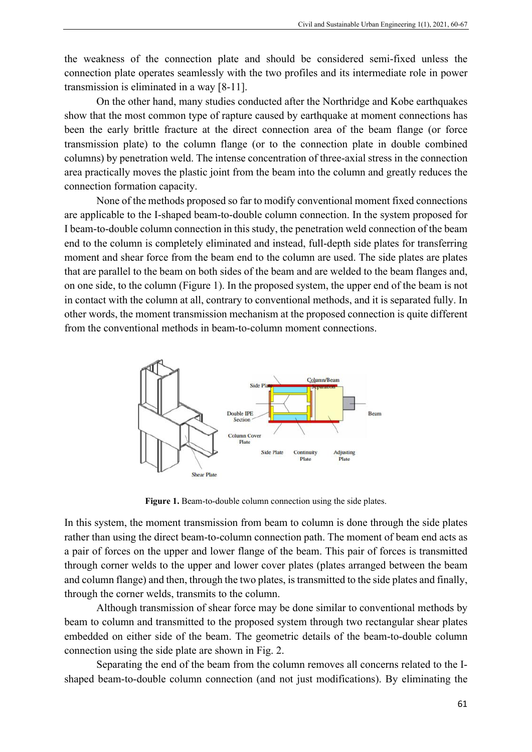the weakness of the connection plate and should be considered semi-fixed unless the connection plate operates seamlessly with the two profiles and its intermediate role in power transmission is eliminated in a way [8-11].

On the other hand, many studies conducted after the Northridge and Kobe earthquakes show that the most common type of rapture caused by earthquake at moment connections has been the early brittle fracture at the direct connection area of the beam flange (or force transmission plate) to the column flange (or to the connection plate in double combined columns) by penetration weld. The intense concentration of three-axial stress in the connection area practically moves the plastic joint from the beam into the column and greatly reduces the connection formation capacity.

None of the methods proposed so far to modify conventional moment fixed connections are applicable to the I-shaped beam-to-double column connection. In the system proposed for I beam-to-double column connection in this study, the penetration weld connection of the beam end to the column is completely eliminated and instead, full-depth side plates for transferring moment and shear force from the beam end to the column are used. The side plates are plates that are parallel to the beam on both sides of the beam and are welded to the beam flanges and, on one side, to the column (Figure 1). In the proposed system, the upper end of the beam is not in contact with the column at all, contrary to conventional methods, and it is separated fully. In other words, the moment transmission mechanism at the proposed connection is quite different from the conventional methods in beam-to-column moment connections.

**Figure 1.** Beam-to-double column connection using the side plates.

In this system, the moment transmission from beam to column is done through the side plates rather than using the direct beam-to-column connection path. The moment of beam end acts as a pair of forces on the upper and lower flange of the beam. This pair of forces is transmitted through corner welds to the upper and lower cover plates (plates arranged between the beam and column flange) and then, through the two plates, is transmitted to the side plates and finally, through the corner welds, transmits to the column.

Although transmission of shear force may be done similar to conventional methods by beam to column and transmitted to the proposed system through two rectangular shear plates embedded on either side of the beam. The geometric details of the beam-to-double column connection using the side plate are shown in Fig. 2.

Separating the end of the beam from the column removes all concerns related to the I-shaped beam-to-double column connection (and not just modifications). By eliminating the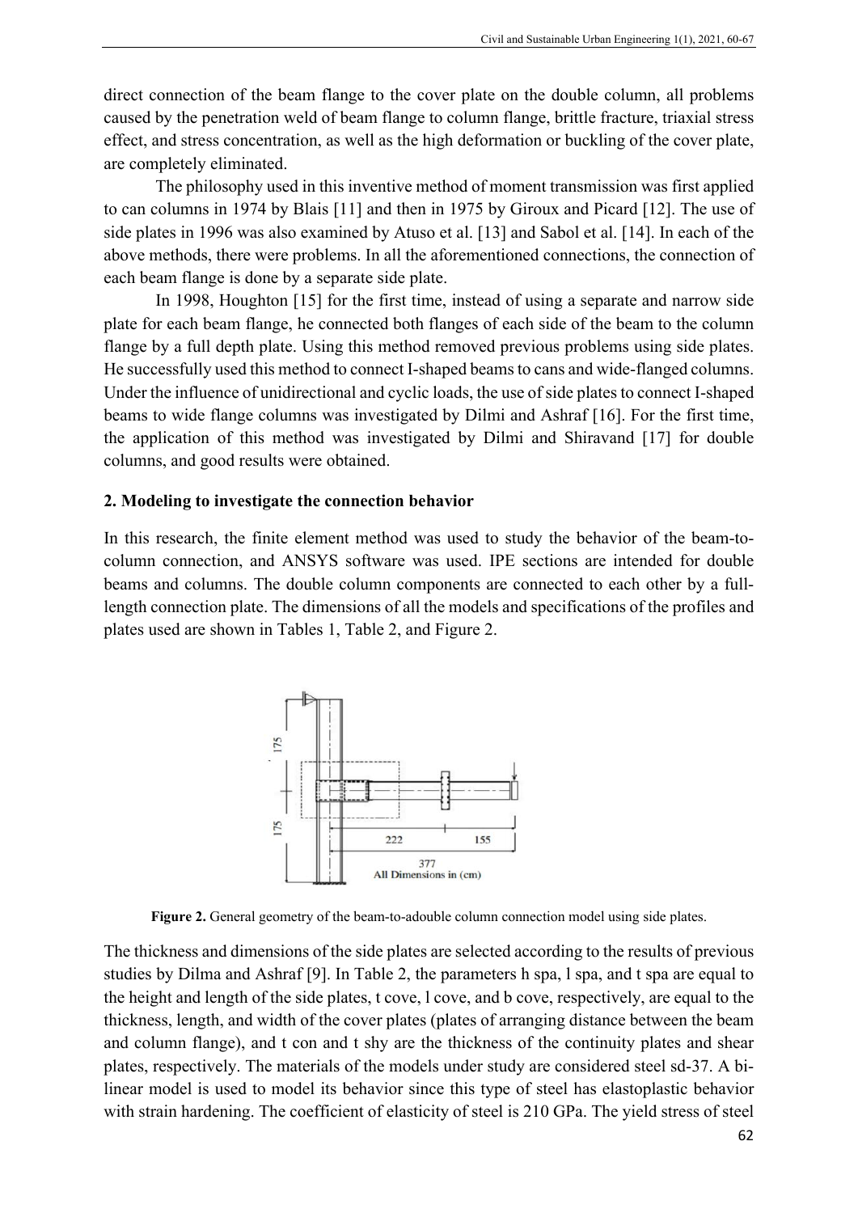direct connection of the beam flange to the cover plate on the double column, all problems caused by the penetration weld of beam flange to column flange, brittle fracture, triaxial stress effect, and stress concentration, as well as the high deformation or buckling of the cover plate, are completely eliminated.

The philosophy used in this inventive method of moment transmission was first applied to can columns in 1974 by Blais [11] and then in 1975 by Giroux and Picard [12]. The use of side plates in 1996 was also examined by Atuso et al. [13] and Sabol et al. [14]. In each of the above methods, there were problems. In all the aforementioned connections, the connection of each beam flange is done by a separate side plate.

In 1998, Houghton [15] for the first time, instead of using a separate and narrow side plate for each beam flange, he connected both flanges of each side of the beam to the column flange by a full depth plate. Using this method removed previous problems using side plates. He successfully used this method to connect I-shaped beams to cans and wide-flanged columns. Under the influence of unidirectional and cyclic loads, the use of side plates to connect I-shaped beams to wide flange columns was investigated by Dilmi and Ashraf [16]. For the first time, the application of this method was investigated by Dilmi and Shiravand [17] for double columns, and good results were obtained.

## 2. Modeling to investigate the connection behavior

In this research, the finite element method was used to study the behavior of the beam-to-column connection, and ANSYS software was used. IPE sections are intended for double beams and columns. The double column components are connected to each other by a full-length connection plate. The dimensions of all the models and specifications of the profiles and plates used are shown in Tables 1, Table 2, and Figure 2.

**Figure 2.** General geometry of the beam-to-adouble column connection model using side plates.

The thickness and dimensions of the side plates are selected according to the results of previous studies by Dilma and Ashraf [9]. In Table 2, the parameters h spa, l spa, and t spa are equal to the height and length of the side plates, t cove, l cove, and b cove, respectively, are equal to the thickness, length, and width of the cover plates (plates of arranging distance between the beam and column flange), and t con and t shy are the thickness of the continuity plates and shear plates, respectively. The materials of the models under study are considered steel sd-37. A bi-linear model is used to model its behavior since this type of steel has elastoplastic behavior with strain hardening. The coefficient of elasticity of steel is 210 GPa. The yield stress of steel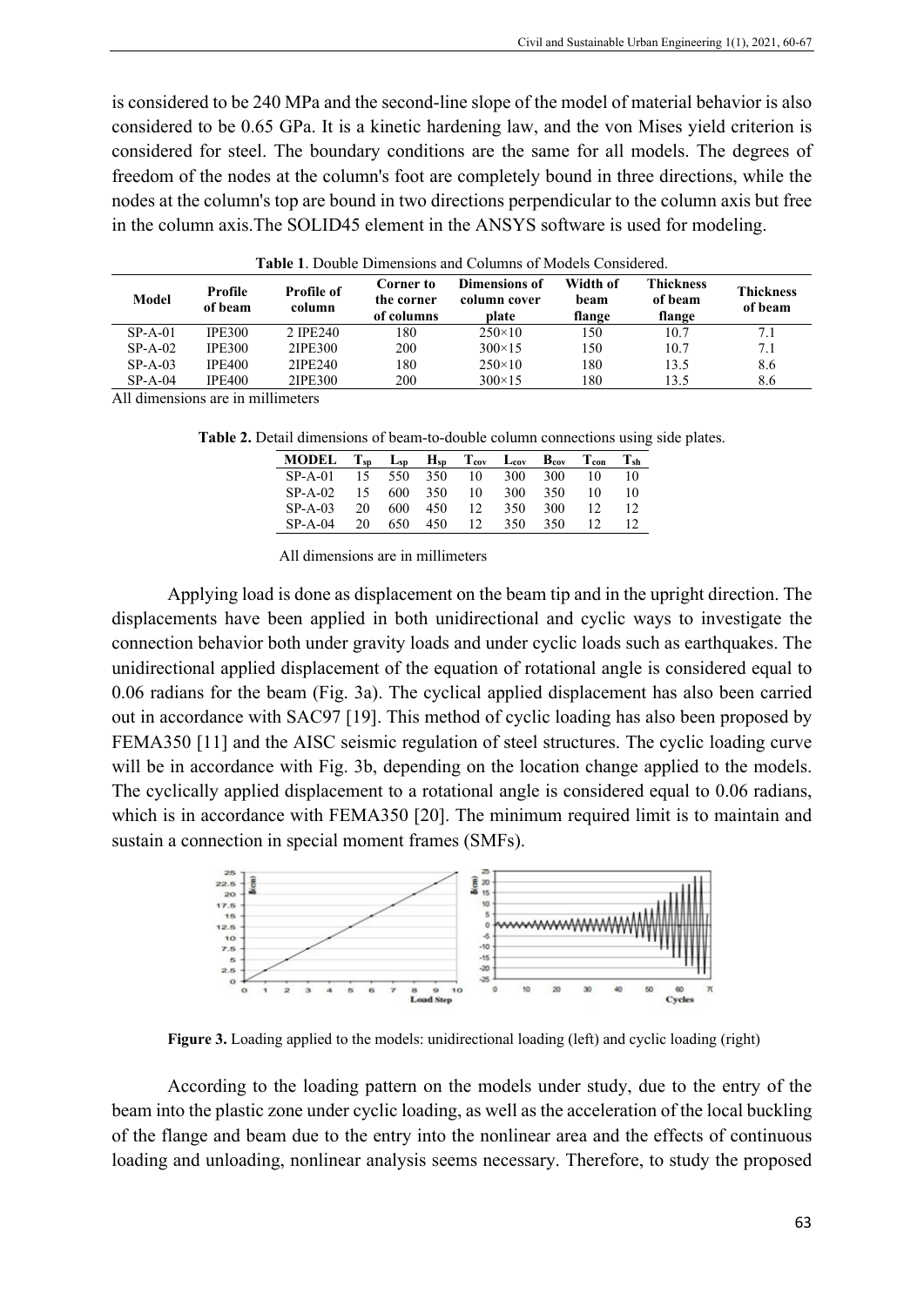is considered to be 240 MPa and the second-line slope of the model of material behavior is also considered to be 0.65 GPa. It is a kinetic hardening law, and the von Mises yield criterion is considered for steel. The boundary conditions are the same for all models. The degrees of freedom of the nodes at the column's foot are completely bound in three directions, while the nodes at the column's top are bound in two directions perpendicular to the column axis but free in the column axis.The SOLID45 element in the ANSYS software is used for modeling.

**Table 1**. Double Dimensions and Columns of Models Considered.

| Model | Profile of beam | Profile of column | Corner to the corner of columns | Dimensions of column cover plate | Width of beam flange | Thickness of beam flange | Thickness of beam |
|---|---|---|---|---|---|---|---|
| SP-A-01 | IPE300 | 2 IPE240 | 180 | 250×10 | 150 | 10.7 | 7.1 |
| SP-A-02 | IPE300 | 2IPE300 | 200 | 300×15 | 150 | 10.7 | 7.1 |
| SP-A-03 | IPE400 | 2IPE240 | 180 | 250×10 | 180 | 13.5 | 8.6 |
| SP-A-04 | IPE400 | 2IPE300 | 200 | 300×15 | 180 | 13.5 | 8.6 |

All dimensions are in millimeters

**Table 2.** Detail dimensions of beam-to-double column connections using side plates.

| MODEL | $T_{sp}$ | $L_{sp}$ | $H_{sp}$ | $T_{cov}$ | $L_{cov}$ | $B_{cov}$ | $T_{con}$ | $T_{sh}$ |
|---|---|---|---|---|---|---|---|---|
| SP-A-01 | 15 | 550 | 350 | 10 | 300 | 300 | 10 | 10 |
| SP-A-02 | 15 | 600 | 350 | 10 | 300 | 350 | 10 | 10 |
| SP-A-03 | 20 | 600 | 450 | 12 | 350 | 300 | 12 | 12 |
| SP-A-04 | 20 | 650 | 450 | 12 | 350 | 350 | 12 | 12 |

All dimensions are in millimeters

Applying load is done as displacement on the beam tip and in the upright direction. The displacements have been applied in both unidirectional and cyclic ways to investigate the connection behavior both under gravity loads and under cyclic loads such as earthquakes. The unidirectional applied displacement of the equation of rotational angle is considered equal to 0.06 radians for the beam (Fig. 3a). The cyclical applied displacement has also been carried out in accordance with SAC97 [19]. This method of cyclic loading has also been proposed by FEMA350 [11] and the AISC seismic regulation of steel structures. The cyclic loading curve will be in accordance with Fig. 3b, depending on the location change applied to the models. The cyclically applied displacement to a rotational angle is considered equal to 0.06 radians, which is in accordance with FEMA350 [20]. The minimum required limit is to maintain and sustain a connection in special moment frames (SMFs).

**Figure 3.** Loading applied to the models: unidirectional loading (left) and cyclic loading (right)

According to the loading pattern on the models under study, due to the entry of the beam into the plastic zone under cyclic loading, as well as the acceleration of the local buckling of the flange and beam due to the entry into the nonlinear area and the effects of continuous loading and unloading, nonlinear analysis seems necessary. Therefore, to study the proposed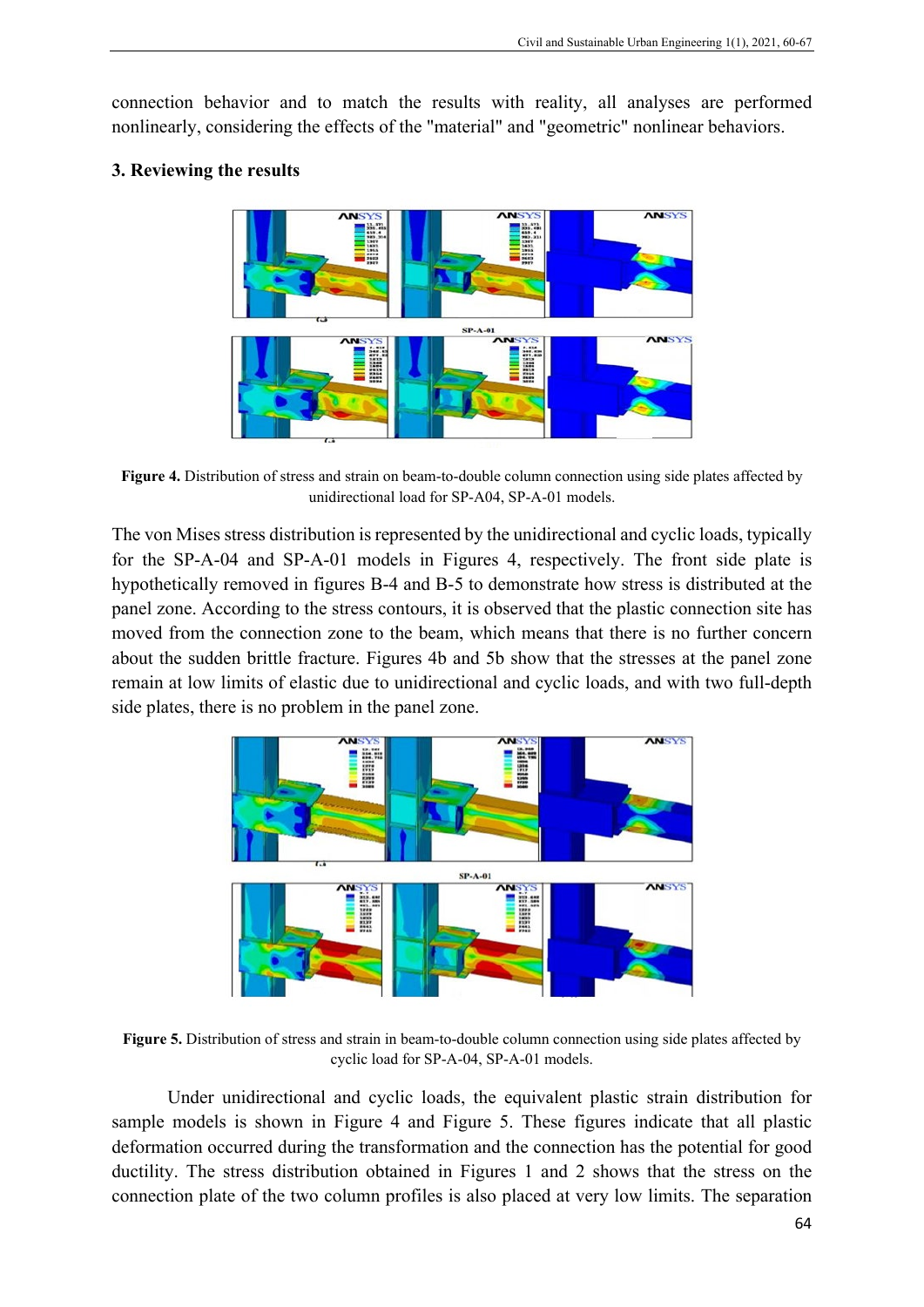connection behavior and to match the results with reality, all analyses are performed nonlinearly, considering the effects of the "material" and "geometric" nonlinear behaviors.

### 3. Reviewing the results

**Figure 4.** Distribution of stress and strain on beam-to-double column connection using side plates affected by unidirectional load for SP-A04, SP-A-01 models.

The von Mises stress distribution is represented by the unidirectional and cyclic loads, typically for the SP-A-04 and SP-A-01 models in Figures 4, respectively. The front side plate is hypothetically removed in figures B-4 and B-5 to demonstrate how stress is distributed at the panel zone. According to the stress contours, it is observed that the plastic connection site has moved from the connection zone to the beam, which means that there is no further concern about the sudden brittle fracture. Figures 4b and 5b show that the stresses at the panel zone remain at low limits of elastic due to unidirectional and cyclic loads, and with two full-depth side plates, there is no problem in the panel zone.

**Figure 5.** Distribution of stress and strain in beam-to-double column connection using side plates affected by cyclic load for SP-A-04, SP-A-01 models.

Under unidirectional and cyclic loads, the equivalent plastic strain distribution for sample models is shown in Figure 4 and Figure 5. These figures indicate that all plastic deformation occurred during the transformation and the connection has the potential for good ductility. The stress distribution obtained in Figures 1 and 2 shows that the stress on the connection plate of the two column profiles is also placed at very low limits. The separation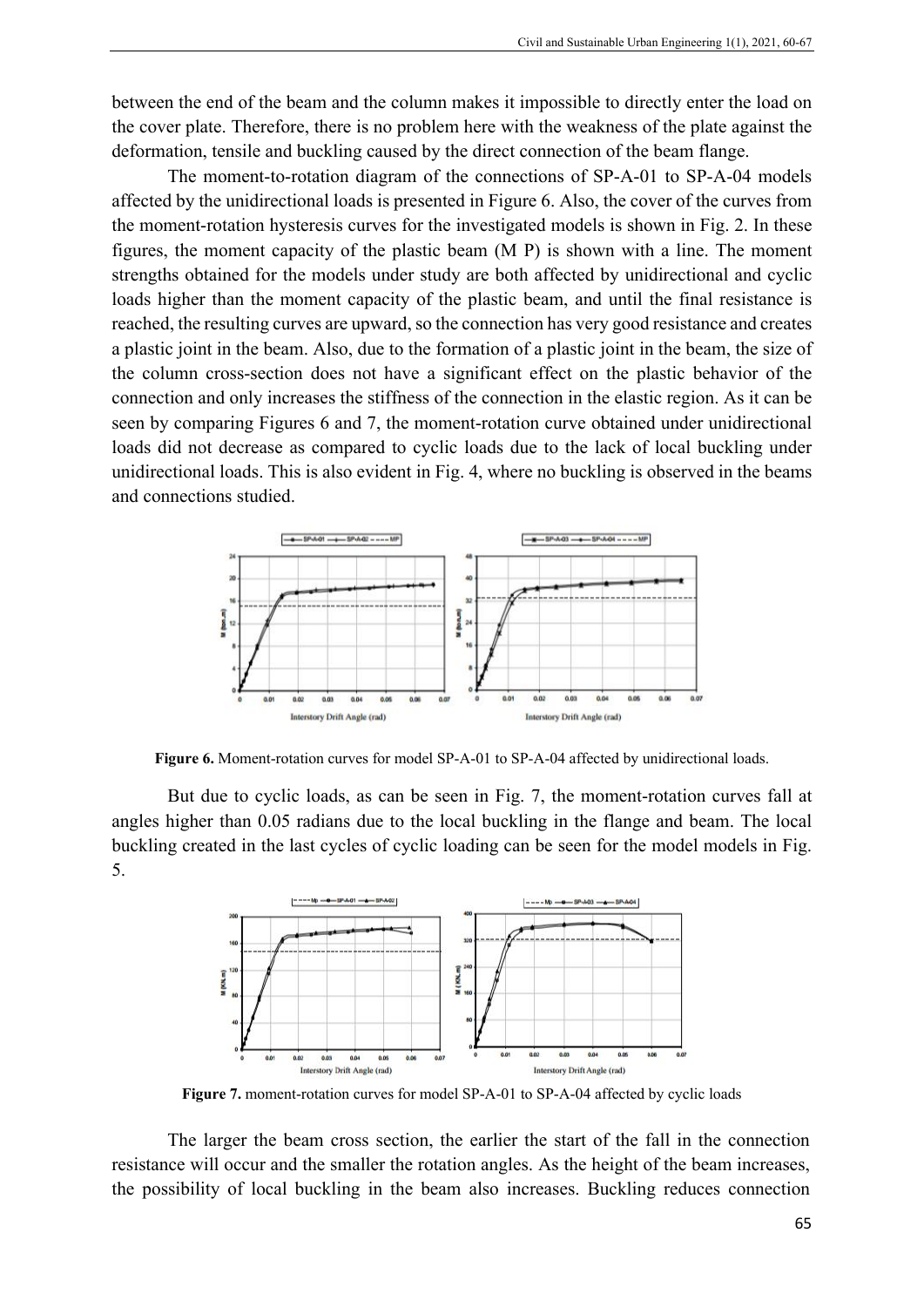between the end of the beam and the column makes it impossible to directly enter the load on the cover plate. Therefore, there is no problem here with the weakness of the plate against the deformation, tensile and buckling caused by the direct connection of the beam flange.

The moment-to-rotation diagram of the connections of SP-A-01 to SP-A-04 models affected by the unidirectional loads is presented in Figure 6. Also, the cover of the curves from the moment-rotation hysteresis curves for the investigated models is shown in Fig. 2. In these figures, the moment capacity of the plastic beam (M P) is shown with a line. The moment strengths obtained for the models under study are both affected by unidirectional and cyclic loads higher than the moment capacity of the plastic beam, and until the final resistance is reached, the resulting curves are upward, so the connection has very good resistance and creates a plastic joint in the beam. Also, due to the formation of a plastic joint in the beam, the size of the column cross-section does not have a significant effect on the plastic behavior of the connection and only increases the stiffness of the connection in the elastic region. As it can be seen by comparing Figures 6 and 7, the moment-rotation curve obtained under unidirectional loads did not decrease as compared to cyclic loads due to the lack of local buckling under unidirectional loads. This is also evident in Fig. 4, where no buckling is observed in the beams and connections studied.

**Figure 6.** Moment-rotation curves for model SP-A-01 to SP-A-04 affected by unidirectional loads.

But due to cyclic loads, as can be seen in Fig. 7, the moment-rotation curves fall at angles higher than 0.05 radians due to the local buckling in the flange and beam. The local buckling created in the last cycles of cyclic loading can be seen for the model models in Fig. 5.

**Figure 7.** moment-rotation curves for model SP-A-01 to SP-A-04 affected by cyclic loads

The larger the beam cross section, the earlier the start of the fall in the connection resistance will occur and the smaller the rotation angles. As the height of the beam increases, the possibility of local buckling in the beam also increases. Buckling reduces connection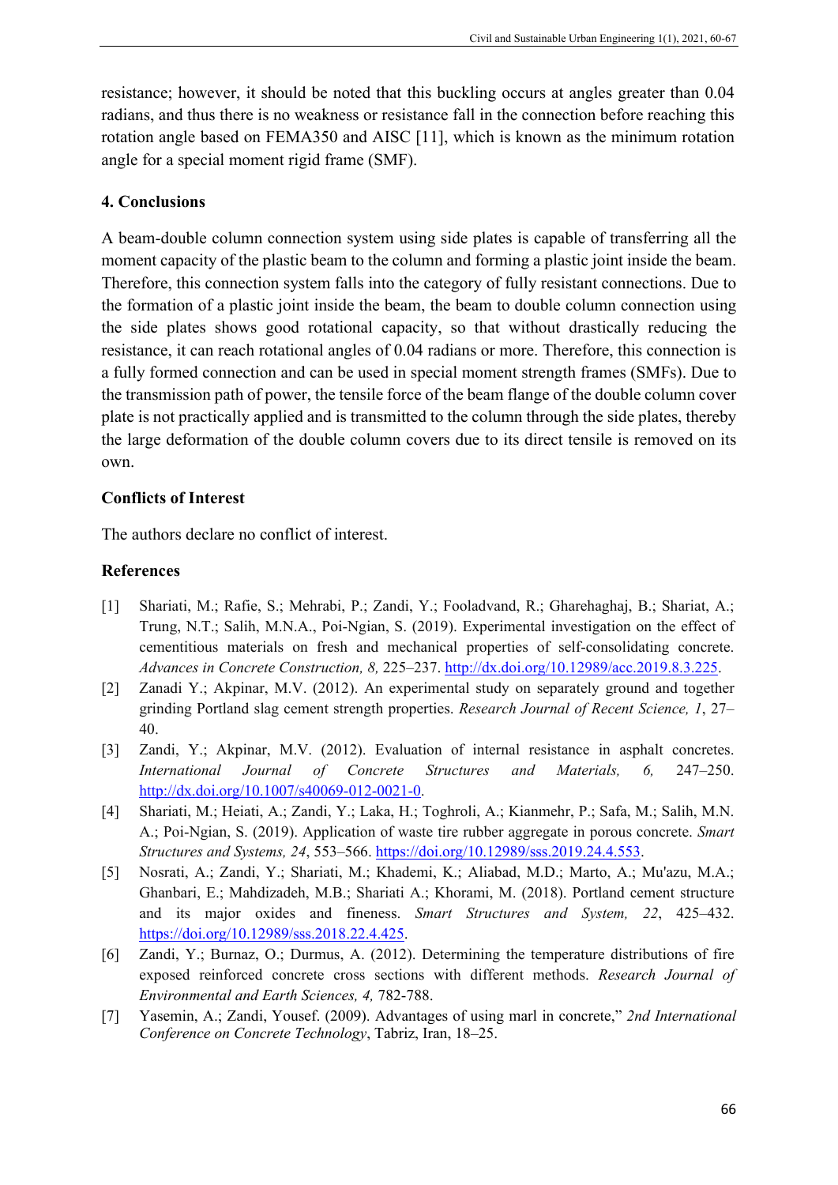resistance; however, it should be noted that this buckling occurs at angles greater than 0.04 radians, and thus there is no weakness or resistance fall in the connection before reaching this rotation angle based on FEMA350 and AISC [11], which is known as the minimum rotation angle for a special moment rigid frame (SMF).

## 4. Conclusions

A beam-double column connection system using side plates is capable of transferring all the moment capacity of the plastic beam to the column and forming a plastic joint inside the beam. Therefore, this connection system falls into the category of fully resistant connections. Due to the formation of a plastic joint inside the beam, the beam to double column connection using the side plates shows good rotational capacity, so that without drastically reducing the resistance, it can reach rotational angles of 0.04 radians or more. Therefore, this connection is a fully formed connection and can be used in special moment strength frames (SMFs). Due to the transmission path of power, the tensile force of the beam flange of the double column cover plate is not practically applied and is transmitted to the column through the side plates, thereby the large deformation of the double column covers due to its direct tensile is removed on its own.

## Conflicts of Interest

The authors declare no conflict of interest.

## References

[1] Shariati, M.; Rafie, S.; Mehrabi, P.; Zandi, Y.; Fooladvand, R.; Gharehaghaj, B.; Shariat, A.; Trung, N.T.; Salih, M.N.A., Poi-Ngian, S. (2019). Experimental investigation on the effect of cementitious materials on fresh and mechanical properties of self-consolidating concrete. *Advances in Concrete Construction, 8,* 225–237. http://dx.doi.org/10.12989/acc.2019.8.3.225.

[2] Zanadi Y.; Akpinar, M.V. (2012). An experimental study on separately ground and together grinding Portland slag cement strength properties. *Research Journal of Recent Science, 1*, 27–40.

[3] Zandi, Y.; Akpinar, M.V. (2012). Evaluation of internal resistance in asphalt concretes. *International Journal of Concrete Structures and Materials, 6,* 247–250. http://dx.doi.org/10.1007/s40069-012-0021-0.

[4] Shariati, M.; Heiati, A.; Zandi, Y.; Laka, H.; Toghroli, A.; Kianmehr, P.; Safa, M.; Salih, M.N. A.; Poi-Ngian, S. (2019). Application of waste tire rubber aggregate in porous concrete. *Smart Structures and Systems, 24*, 553–566. https://doi.org/10.12989/sss.2019.24.4.553.

[5] Nosrati, A.; Zandi, Y.; Shariati, M.; Khademi, K.; Aliabad, M.D.; Marto, A.; Mu'azu, M.A.; Ghanbari, E.; Mahdizadeh, M.B.; Shariati A.; Khorami, M. (2018). Portland cement structure and its major oxides and fineness. *Smart Structures and System, 22*, 425–432. https://doi.org/10.12989/sss.2018.22.4.425.

[6] Zandi, Y.; Burnaz, O.; Durmus, A. (2012). Determining the temperature distributions of fire exposed reinforced concrete cross sections with different methods. *Research Journal of Environmental and Earth Sciences, 4,* 782-788.

[7] Yasemin, A.; Zandi, Yousef. (2009). Advantages of using marl in concrete," *2nd International Conference on Concrete Technology*, Tabriz, Iran, 18–25.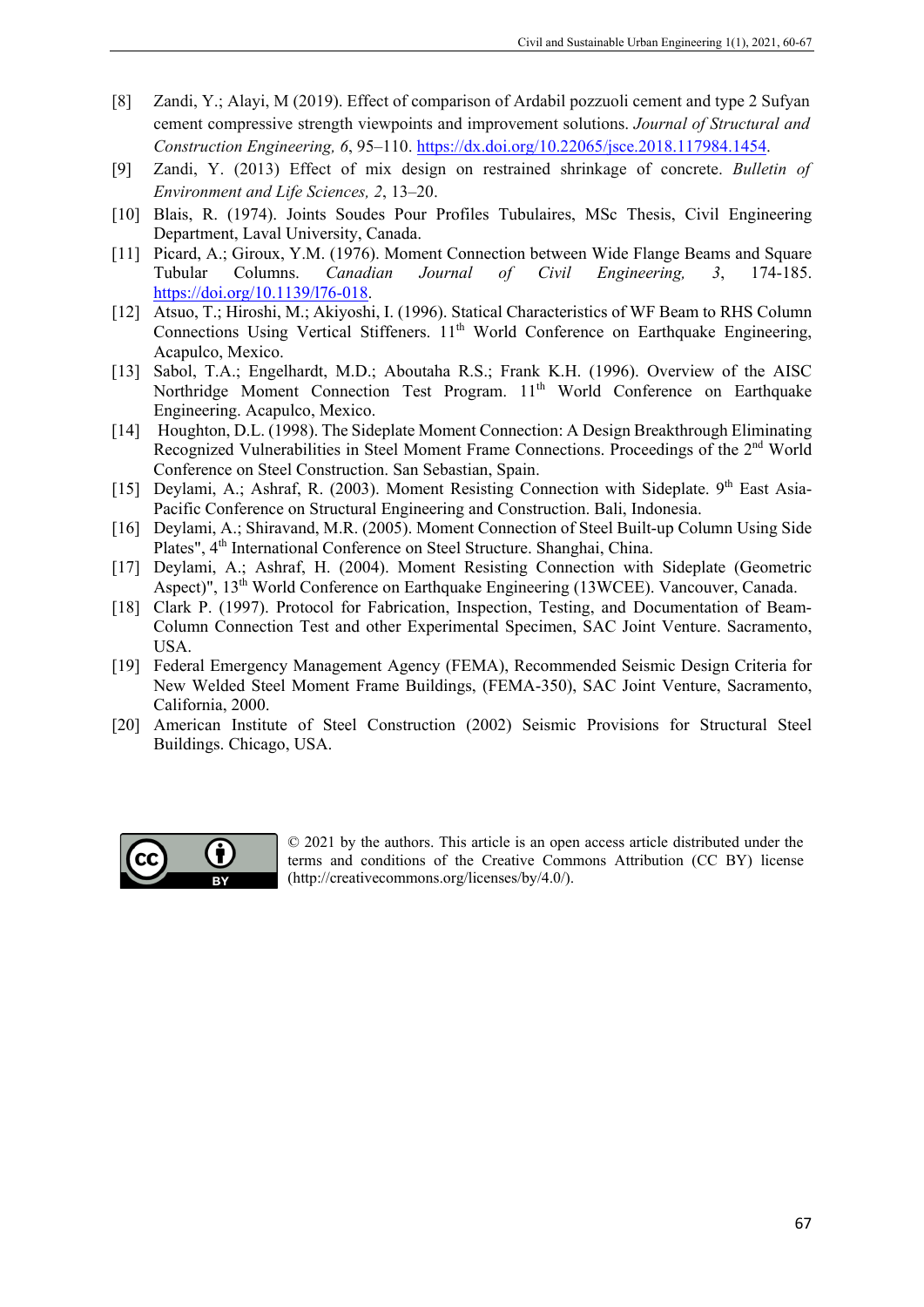[8] Zandi, Y.; Alayi, M (2019). Effect of comparison of Ardabil pozzuoli cement and type 2 Sufyan cement compressive strength viewpoints and improvement solutions. *Journal of Structural and Construction Engineering, 6*, 95–110. https://dx.doi.org/10.22065/jsce.2018.117984.1454.

[9] Zandi, Y. (2013) Effect of mix design on restrained shrinkage of concrete. *Bulletin of Environment and Life Sciences, 2*, 13–20.

[10] Blais, R. (1974). Joints Soudes Pour Profiles Tubulaires, MSc Thesis, Civil Engineering Department, Laval University, Canada.

[11] Picard, A.; Giroux, Y.M. (1976). Moment Connection between Wide Flange Beams and Square Tubular Columns. *Canadian Journal of Civil Engineering, 3*, 174-185. https://doi.org/10.1139/l76-018.

[12] Atsuo, T.; Hiroshi, M.; Akiyoshi, I. (1996). Statical Characteristics of WF Beam to RHS Column Connections Using Vertical Stiffeners. 11th World Conference on Earthquake Engineering, Acapulco, Mexico.

[13] Sabol, T.A.; Engelhardt, M.D.; Aboutaha R.S.; Frank K.H. (1996). Overview of the AISC Northridge Moment Connection Test Program. 11th World Conference on Earthquake Engineering. Acapulco, Mexico.

[14] Houghton, D.L. (1998). The Sideplate Moment Connection: A Design Breakthrough Eliminating Recognized Vulnerabilities in Steel Moment Frame Connections. Proceedings of the 2nd World Conference on Steel Construction. San Sebastian, Spain.

[15] Deylami, A.; Ashraf, R. (2003). Moment Resisting Connection with Sideplate. 9th East Asia-Pacific Conference on Structural Engineering and Construction. Bali, Indonesia.

[16] Deylami, A.; Shiravand, M.R. (2005). Moment Connection of Steel Built-up Column Using Side Plates", 4th International Conference on Steel Structure. Shanghai, China.

[17] Deylami, A.; Ashraf, H. (2004). Moment Resisting Connection with Sideplate (Geometric Aspect)", 13th World Conference on Earthquake Engineering (13WCEE). Vancouver, Canada.

[18] Clark P. (1997). Protocol for Fabrication, Inspection, Testing, and Documentation of Beam-Column Connection Test and other Experimental Specimen, SAC Joint Venture. Sacramento, USA.

[19] Federal Emergency Management Agency (FEMA), Recommended Seismic Design Criteria for New Welded Steel Moment Frame Buildings, (FEMA-350), SAC Joint Venture, Sacramento, California, 2000.

[20] American Institute of Steel Construction (2002) Seismic Provisions for Structural Steel Buildings. Chicago, USA.

© 2021 by the authors. This article is an open access article distributed under the terms and conditions of the Creative Commons Attribution (CC BY) license (http://creativecommons.org/licenses/by/4.0/).